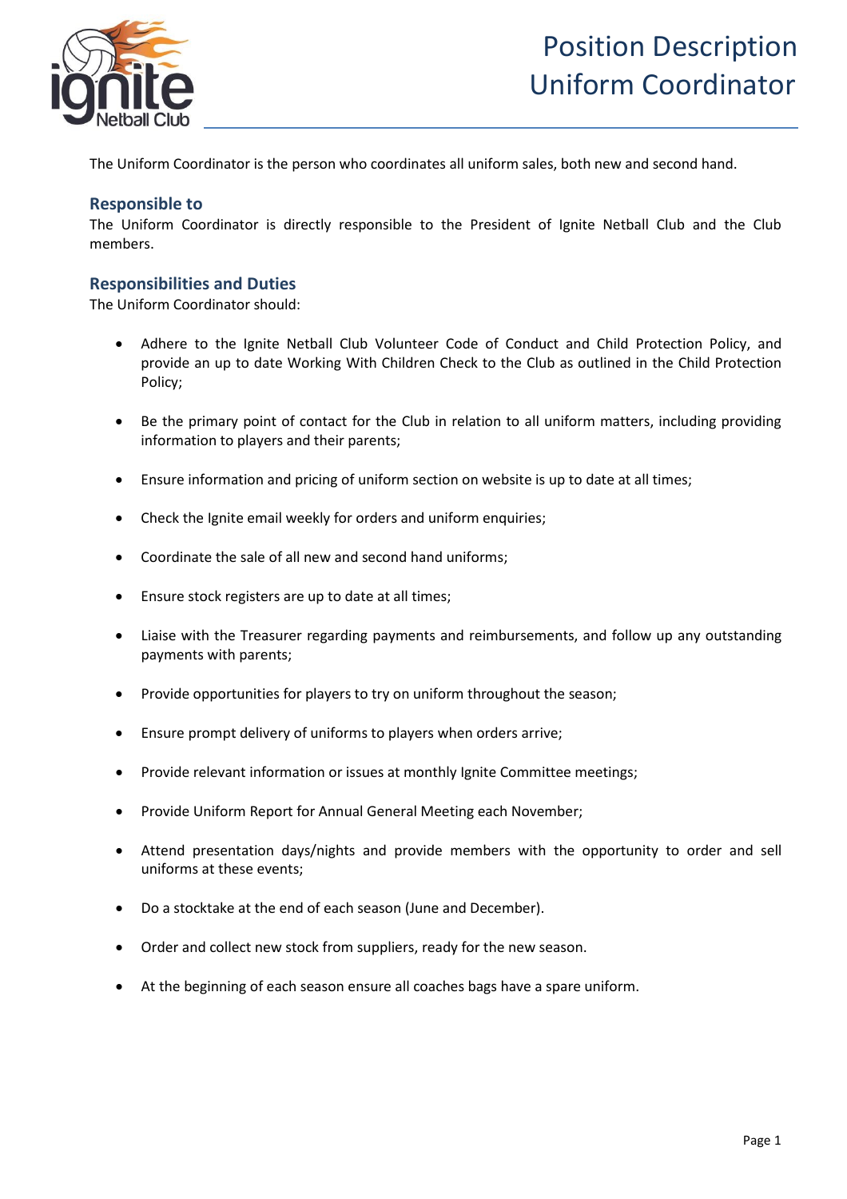# Position Description
# Uniform Coordinator

The Uniform Coordinator is the person who coordinates all uniform sales, both new and second hand.

## Responsible to

The Uniform Coordinator is directly responsible to the President of Ignite Netball Club and the Club members.

## Responsibilities and Duties

The Uniform Coordinator should:

- Adhere to the Ignite Netball Club Volunteer Code of Conduct and Child Protection Policy, and provide an up to date Working With Children Check to the Club as outlined in the Child Protection Policy;
- Be the primary point of contact for the Club in relation to all uniform matters, including providing information to players and their parents;
- Ensure information and pricing of uniform section on website is up to date at all times;
- Check the Ignite email weekly for orders and uniform enquiries;
- Coordinate the sale of all new and second hand uniforms;
- Ensure stock registers are up to date at all times;
- Liaise with the Treasurer regarding payments and reimbursements, and follow up any outstanding payments with parents;
- Provide opportunities for players to try on uniform throughout the season;
- Ensure prompt delivery of uniforms to players when orders arrive;
- Provide relevant information or issues at monthly Ignite Committee meetings;
- Provide Uniform Report for Annual General Meeting each November;
- Attend presentation days/nights and provide members with the opportunity to order and sell uniforms at these events;
- Do a stocktake at the end of each season (June and December).
- Order and collect new stock from suppliers, ready for the new season.
- At the beginning of each season ensure all coaches bags have a spare uniform.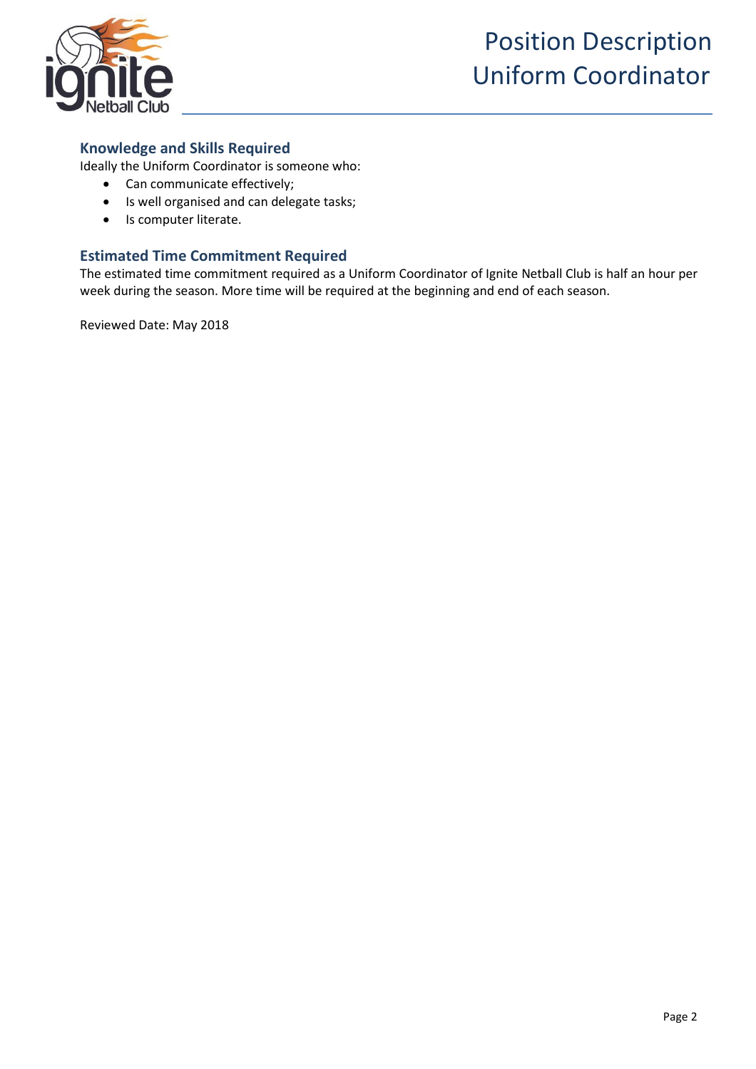## Knowledge and Skills Required

Ideally the Uniform Coordinator is someone who:

- Can communicate effectively;
- Is well organised and can delegate tasks;
- Is computer literate.

## Estimated Time Commitment Required

The estimated time commitment required as a Uniform Coordinator of Ignite Netball Club is half an hour per week during the season. More time will be required at the beginning and end of each season.

Reviewed Date: May 2018